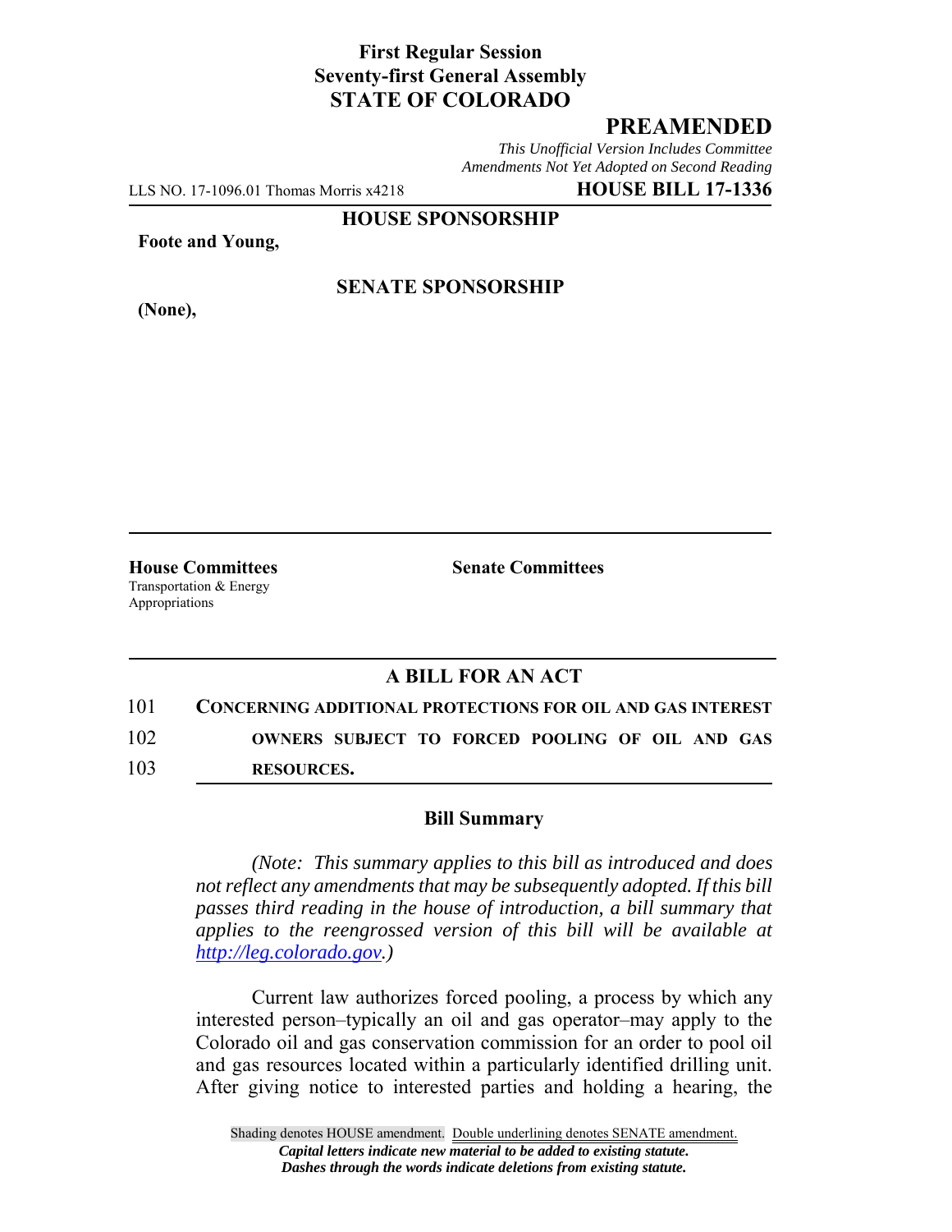**First Regular Session**
**Seventy-first General Assembly**
**STATE OF COLORADO**

# PREAMENDED

*This Unofficial Version Includes Committee Amendments Not Yet Adopted on Second Reading*

LLS NO. 17-1096.01 Thomas Morris x4218 **HOUSE BILL 17-1336**

**HOUSE SPONSORSHIP**

**Foote and Young,**

**SENATE SPONSORSHIP**

**(None),**

**House Committees**
Transportation & Energy
Appropriations

**Senate Committees**

## A BILL FOR AN ACT

101 **CONCERNING ADDITIONAL PROTECTIONS FOR OIL AND GAS INTEREST**
102 **OWNERS SUBJECT TO FORCED POOLING OF OIL AND GAS**
103 **RESOURCES.**

### Bill Summary

*(Note: This summary applies to this bill as introduced and does not reflect any amendments that may be subsequently adopted. If this bill passes third reading in the house of introduction, a bill summary that applies to the reengrossed version of this bill will be available at http://leg.colorado.gov.)*

Current law authorizes forced pooling, a process by which any interested person–typically an oil and gas operator–may apply to the Colorado oil and gas conservation commission for an order to pool oil and gas resources located within a particularly identified drilling unit. After giving notice to interested parties and holding a hearing, the

Shading denotes HOUSE amendment. Double underlining denotes SENATE amendment.
*Capital letters indicate new material to be added to existing statute.*
*Dashes through the words indicate deletions from existing statute.*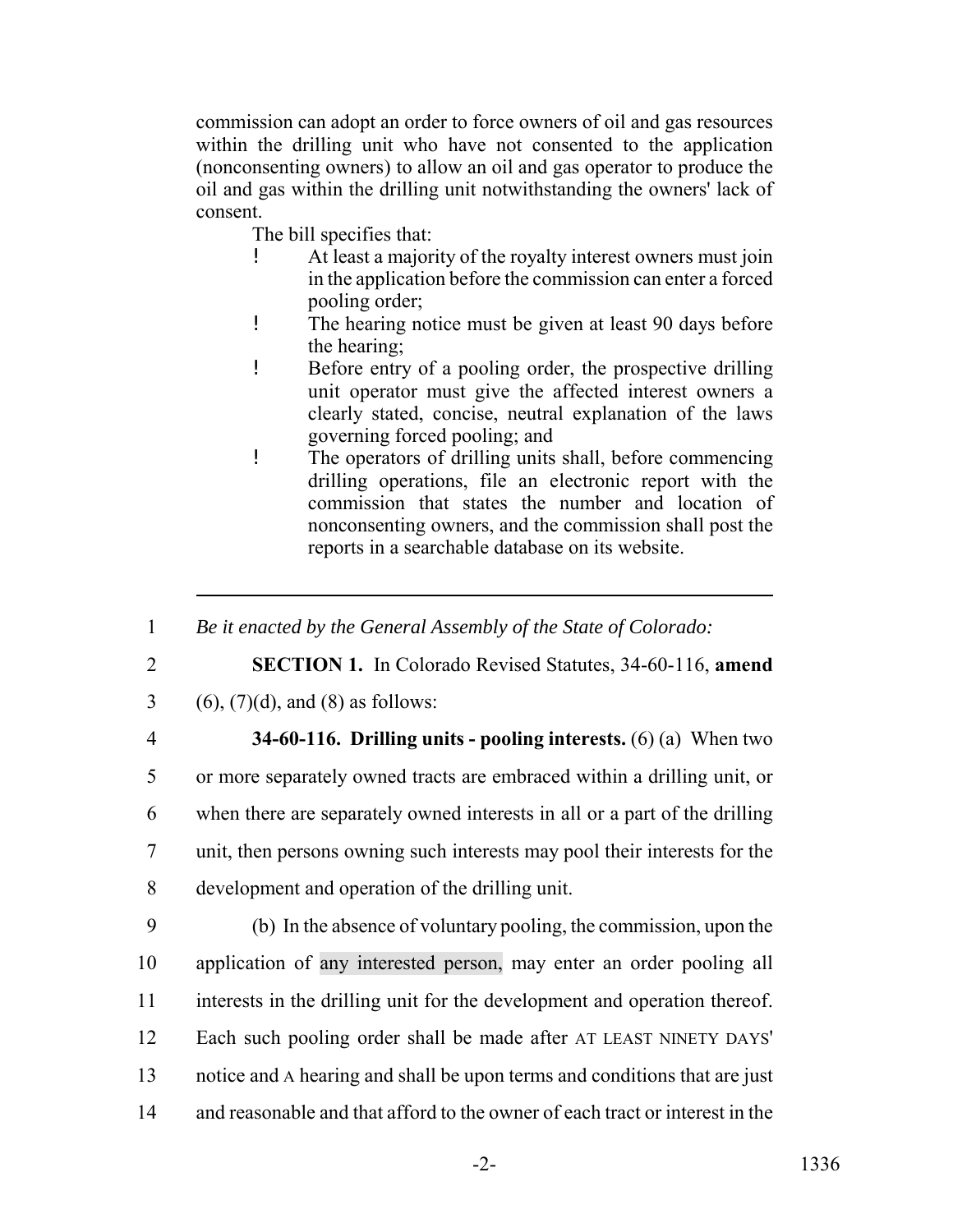commission can adopt an order to force owners of oil and gas resources within the drilling unit who have not consented to the application (nonconsenting owners) to allow an oil and gas operator to produce the oil and gas within the drilling unit notwithstanding the owners' lack of consent.

The bill specifies that:

- At least a majority of the royalty interest owners must join in the application before the commission can enter a forced pooling order;
- The hearing notice must be given at least 90 days before the hearing;
- Before entry of a pooling order, the prospective drilling unit operator must give the affected interest owners a clearly stated, concise, neutral explanation of the laws governing forced pooling; and
- The operators of drilling units shall, before commencing drilling operations, file an electronic report with the commission that states the number and location of nonconsenting owners, and the commission shall post the reports in a searchable database on its website.

---

1 *Be it enacted by the General Assembly of the State of Colorado:*

2 **SECTION 1.** In Colorado Revised Statutes, 34-60-116, **amend**

3 (6), (7)(d), and (8) as follows:

4 **34-60-116. Drilling units - pooling interests.** (6) (a) When two

5 or more separately owned tracts are embraced within a drilling unit, or

6 when there are separately owned interests in all or a part of the drilling

7 unit, then persons owning such interests may pool their interests for the

8 development and operation of the drilling unit.

9 (b) In the absence of voluntary pooling, the commission, upon the

10 application of ~~any interested person,~~ may enter an order pooling all

11 interests in the drilling unit for the development and operation thereof.

12 Each such pooling order shall be made after AT LEAST NINETY DAYS'

13 notice and A hearing and shall be upon terms and conditions that are just

14 and reasonable and that afford to the owner of each tract or interest in the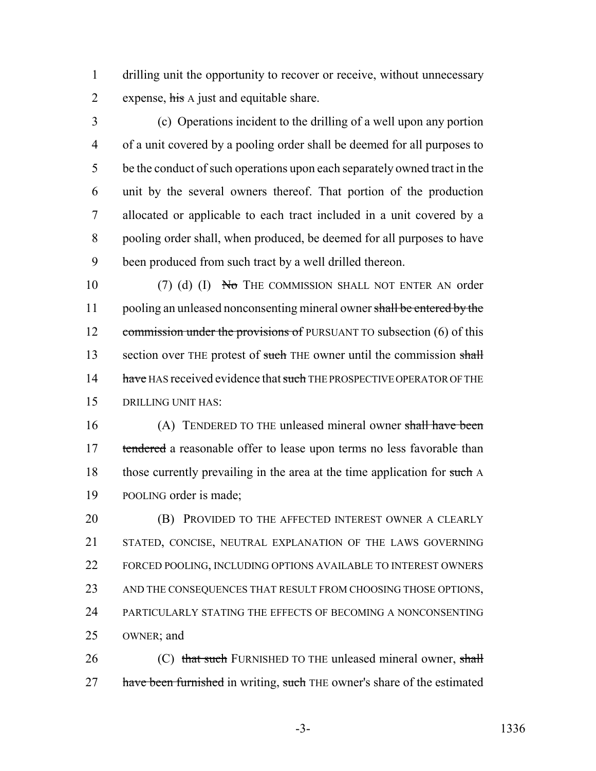drilling unit the opportunity to recover or receive, without unnecessary expense, ~~his~~ A just and equitable share.

(c) Operations incident to the drilling of a well upon any portion of a unit covered by a pooling order shall be deemed for all purposes to be the conduct of such operations upon each separately owned tract in the unit by the several owners thereof. That portion of the production allocated or applicable to each tract included in a unit covered by a pooling order shall, when produced, be deemed for all purposes to have been produced from such tract by a well drilled thereon.

(7) (d) (I) ~~No~~ THE COMMISSION SHALL NOT ENTER AN order pooling an unleased nonconsenting mineral owner ~~shall be entered by the commission under the provisions of~~ PURSUANT TO subsection (6) of this section over THE protest of ~~such~~ THE owner until the commission ~~shall have~~ HAS received evidence that ~~such~~ THE PROSPECTIVE OPERATOR OF THE DRILLING UNIT HAS:

(A) TENDERED TO THE unleased mineral owner ~~shall have been tendered~~ a reasonable offer to lease upon terms no less favorable than those currently prevailing in the area at the time application for ~~such~~ A POOLING order is made;

(B) PROVIDED TO THE AFFECTED INTEREST OWNER A CLEARLY STATED, CONCISE, NEUTRAL EXPLANATION OF THE LAWS GOVERNING FORCED POOLING, INCLUDING OPTIONS AVAILABLE TO INTEREST OWNERS AND THE CONSEQUENCES THAT RESULT FROM CHOOSING THOSE OPTIONS, PARTICULARLY STATING THE EFFECTS OF BECOMING A NONCONSENTING OWNER; and

(C) ~~that such~~ FURNISHED TO THE unleased mineral owner, ~~shall have been furnished~~ in writing, ~~such~~ THE owner's share of the estimated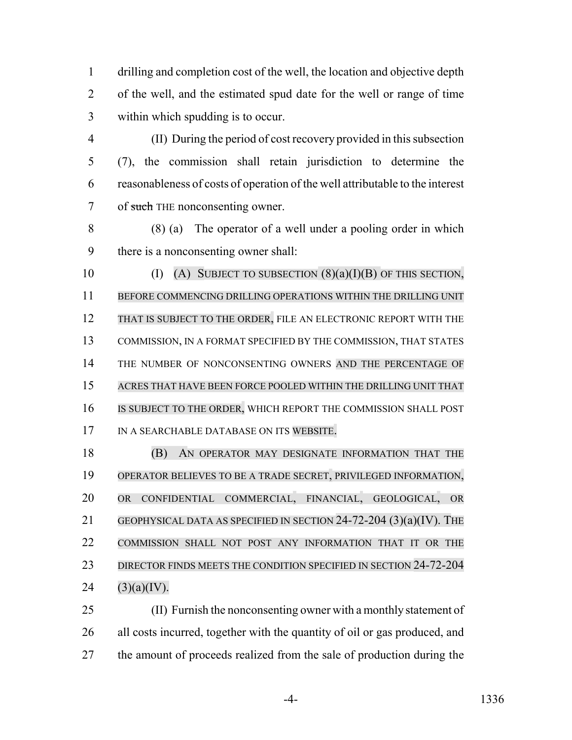drilling and completion cost of the well, the location and objective depth of the well, and the estimated spud date for the well or range of time within which spudding is to occur.

(II) During the period of cost recovery provided in this subsection (7), the commission shall retain jurisdiction to determine the reasonableness of costs of operation of the well attributable to the interest of ~~such~~ THE nonconsenting owner.

(8) (a) The operator of a well under a pooling order in which there is a nonconsenting owner shall:

(I) (A) SUBJECT TO SUBSECTION (8)(a)(I)(B) OF THIS SECTION, BEFORE COMMENCING DRILLING OPERATIONS WITHIN THE DRILLING UNIT THAT IS SUBJECT TO THE ORDER, FILE AN ELECTRONIC REPORT WITH THE COMMISSION, IN A FORMAT SPECIFIED BY THE COMMISSION, THAT STATES THE NUMBER OF NONCONSENTING OWNERS AND THE PERCENTAGE OF ACRES THAT HAVE BEEN FORCE POOLED WITHIN THE DRILLING UNIT THAT IS SUBJECT TO THE ORDER, WHICH REPORT THE COMMISSION SHALL POST IN A SEARCHABLE DATABASE ON ITS WEBSITE.

(B) AN OPERATOR MAY DESIGNATE INFORMATION THAT THE OPERATOR BELIEVES TO BE A TRADE SECRET, PRIVILEGED INFORMATION, OR CONFIDENTIAL COMMERCIAL, FINANCIAL, GEOLOGICAL, OR GEOPHYSICAL DATA AS SPECIFIED IN SECTION 24-72-204 (3)(a)(IV). THE COMMISSION SHALL NOT POST ANY INFORMATION THAT IT OR THE DIRECTOR FINDS MEETS THE CONDITION SPECIFIED IN SECTION 24-72-204 (3)(a)(IV).

(II) Furnish the nonconsenting owner with a monthly statement of all costs incurred, together with the quantity of oil or gas produced, and the amount of proceeds realized from the sale of production during the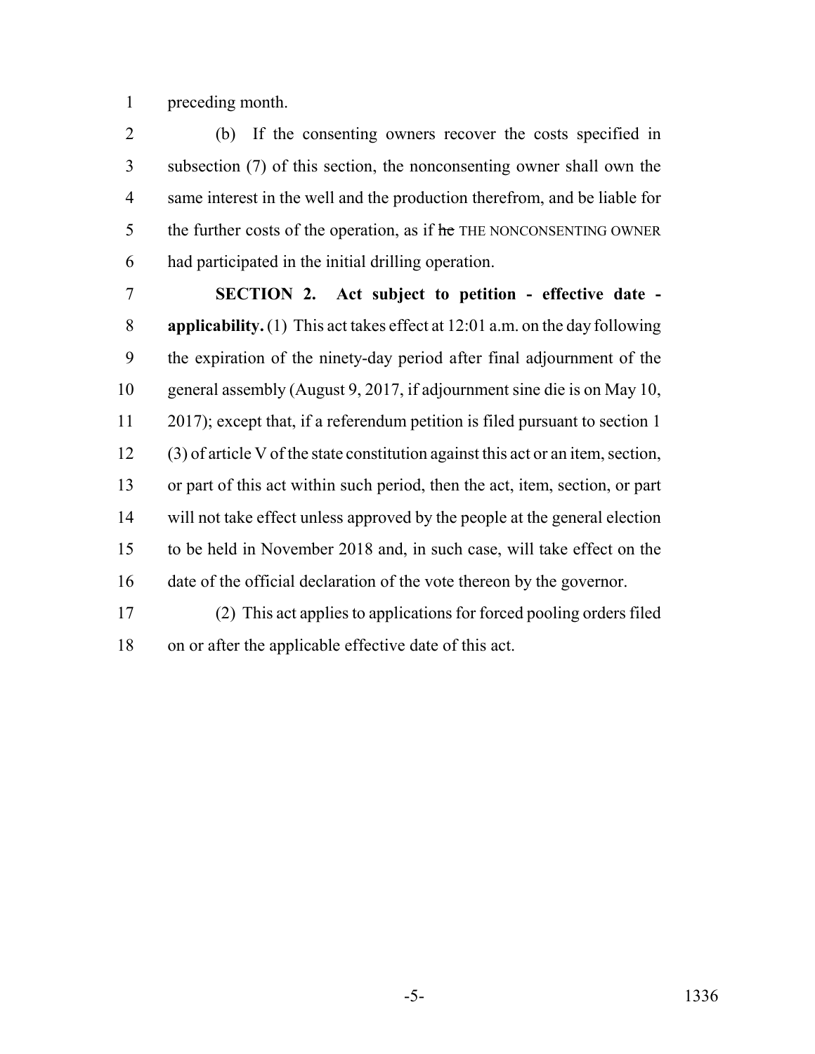preceding month.

(b) If the consenting owners recover the costs specified in subsection (7) of this section, the nonconsenting owner shall own the same interest in the well and the production therefrom, and be liable for the further costs of the operation, as if ~~he~~ THE NONCONSENTING OWNER had participated in the initial drilling operation.

**SECTION 2. Act subject to petition - effective date - applicability.** (1) This act takes effect at 12:01 a.m. on the day following the expiration of the ninety-day period after final adjournment of the general assembly (August 9, 2017, if adjournment sine die is on May 10, 2017); except that, if a referendum petition is filed pursuant to section 1 (3) of article V of the state constitution against this act or an item, section, or part of this act within such period, then the act, item, section, or part will not take effect unless approved by the people at the general election to be held in November 2018 and, in such case, will take effect on the date of the official declaration of the vote thereon by the governor.

(2) This act applies to applications for forced pooling orders filed on or after the applicable effective date of this act.